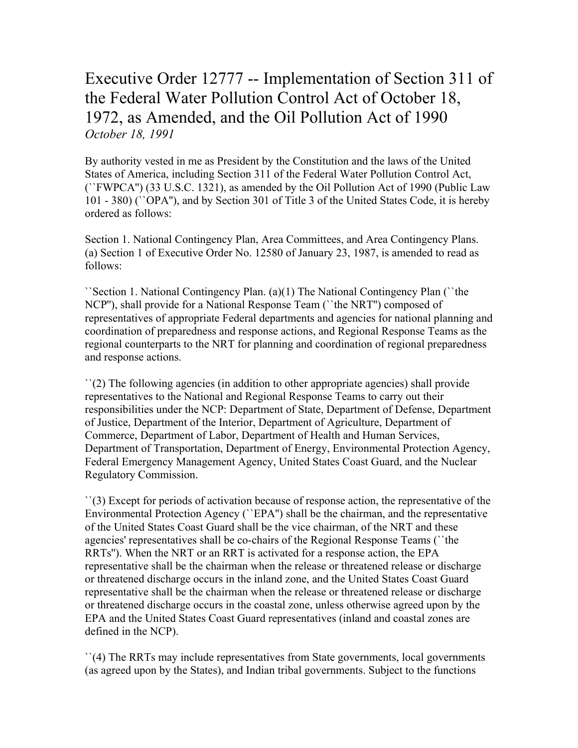# Executive Order 12777 -- Implementation of Section 311 of the Federal Water Pollution Control Act of October 18, 1972, as Amended, and the Oil Pollution Act of 1990

*October 18, 1991*

By authority vested in me as President by the Constitution and the laws of the United States of America, including Section 311 of the Federal Water Pollution Control Act, (``FWPCA'') (33 U.S.C. 1321), as amended by the Oil Pollution Act of 1990 (Public Law 101 - 380) (``OPA''), and by Section 301 of Title 3 of the United States Code, it is hereby ordered as follows:

Section 1. National Contingency Plan, Area Committees, and Area Contingency Plans. (a) Section 1 of Executive Order No. 12580 of January 23, 1987, is amended to read as follows:

``Section 1. National Contingency Plan. (a)(1) The National Contingency Plan (``the NCP''), shall provide for a National Response Team (``the NRT'') composed of representatives of appropriate Federal departments and agencies for national planning and coordination of preparedness and response actions, and Regional Response Teams as the regional counterparts to the NRT for planning and coordination of regional preparedness and response actions.

``(2) The following agencies (in addition to other appropriate agencies) shall provide representatives to the National and Regional Response Teams to carry out their responsibilities under the NCP: Department of State, Department of Defense, Department of Justice, Department of the Interior, Department of Agriculture, Department of Commerce, Department of Labor, Department of Health and Human Services, Department of Transportation, Department of Energy, Environmental Protection Agency, Federal Emergency Management Agency, United States Coast Guard, and the Nuclear Regulatory Commission.

``(3) Except for periods of activation because of response action, the representative of the Environmental Protection Agency (``EPA'') shall be the chairman, and the representative of the United States Coast Guard shall be the vice chairman, of the NRT and these agencies' representatives shall be co-chairs of the Regional Response Teams (``the RRTs''). When the NRT or an RRT is activated for a response action, the EPA representative shall be the chairman when the release or threatened release or discharge or threatened discharge occurs in the inland zone, and the United States Coast Guard representative shall be the chairman when the release or threatened release or discharge or threatened discharge occurs in the coastal zone, unless otherwise agreed upon by the EPA and the United States Coast Guard representatives (inland and coastal zones are defined in the NCP).

``(4) The RRTs may include representatives from State governments, local governments (as agreed upon by the States), and Indian tribal governments. Subject to the functions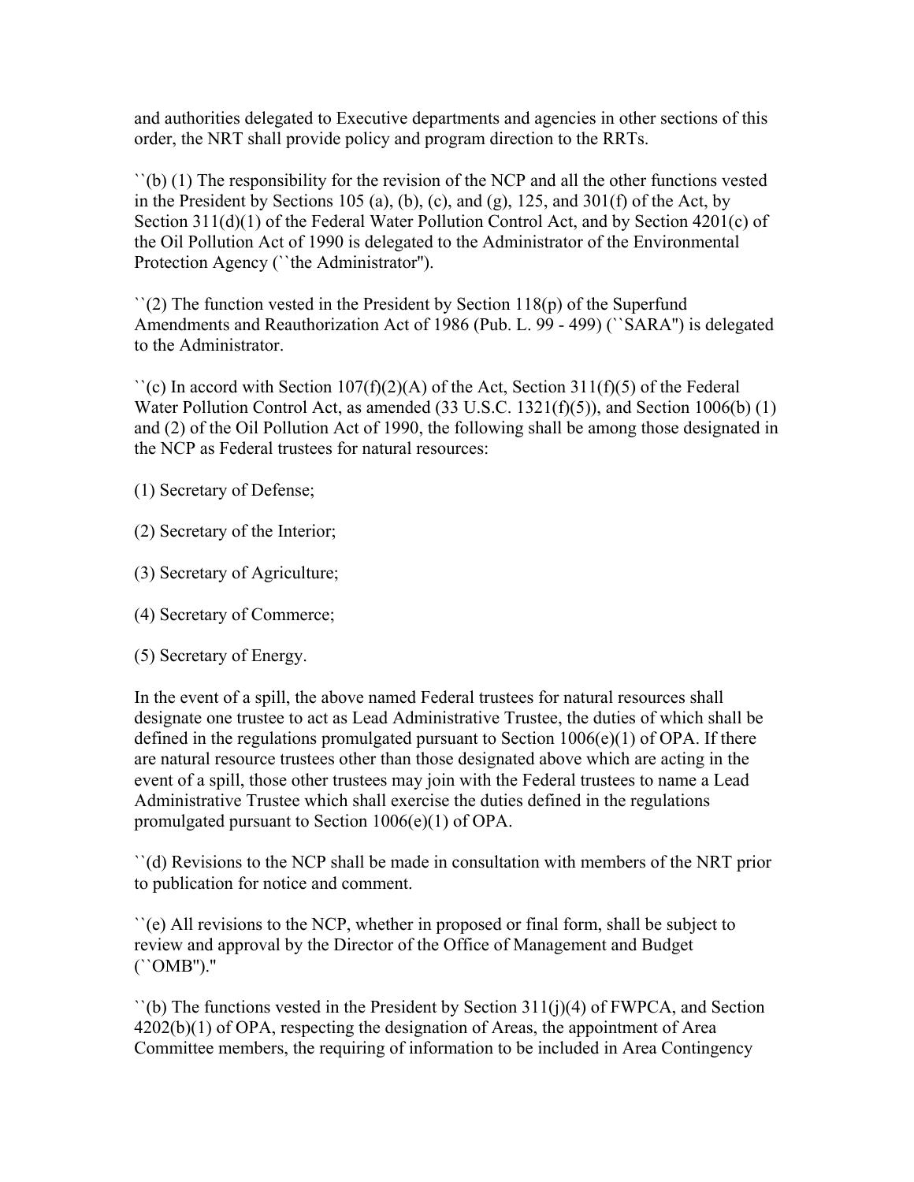and authorities delegated to Executive departments and agencies in other sections of this order, the NRT shall provide policy and program direction to the RRTs.

``(b) (1) The responsibility for the revision of the NCP and all the other functions vested in the President by Sections 105 (a), (b), (c), and (g), 125, and 301(f) of the Act, by Section 311(d)(1) of the Federal Water Pollution Control Act, and by Section 4201(c) of the Oil Pollution Act of 1990 is delegated to the Administrator of the Environmental Protection Agency (``the Administrator'').

``(2) The function vested in the President by Section 118(p) of the Superfund Amendments and Reauthorization Act of 1986 (Pub. L. 99 - 499) (``SARA'') is delegated to the Administrator.

``(c) In accord with Section 107(f)(2)(A) of the Act, Section 311(f)(5) of the Federal Water Pollution Control Act, as amended (33 U.S.C. 1321(f)(5)), and Section 1006(b) (1) and (2) of the Oil Pollution Act of 1990, the following shall be among those designated in the NCP as Federal trustees for natural resources:

(1) Secretary of Defense;

(2) Secretary of the Interior;

(3) Secretary of Agriculture;

(4) Secretary of Commerce;

(5) Secretary of Energy.

In the event of a spill, the above named Federal trustees for natural resources shall designate one trustee to act as Lead Administrative Trustee, the duties of which shall be defined in the regulations promulgated pursuant to Section 1006(e)(1) of OPA. If there are natural resource trustees other than those designated above which are acting in the event of a spill, those other trustees may join with the Federal trustees to name a Lead Administrative Trustee which shall exercise the duties defined in the regulations promulgated pursuant to Section 1006(e)(1) of OPA.

``(d) Revisions to the NCP shall be made in consultation with members of the NRT prior to publication for notice and comment.

``(e) All revisions to the NCP, whether in proposed or final form, shall be subject to review and approval by the Director of the Office of Management and Budget (``OMB'')."

``(b) The functions vested in the President by Section 311(j)(4) of FWPCA, and Section 4202(b)(1) of OPA, respecting the designation of Areas, the appointment of Area Committee members, the requiring of information to be included in Area Contingency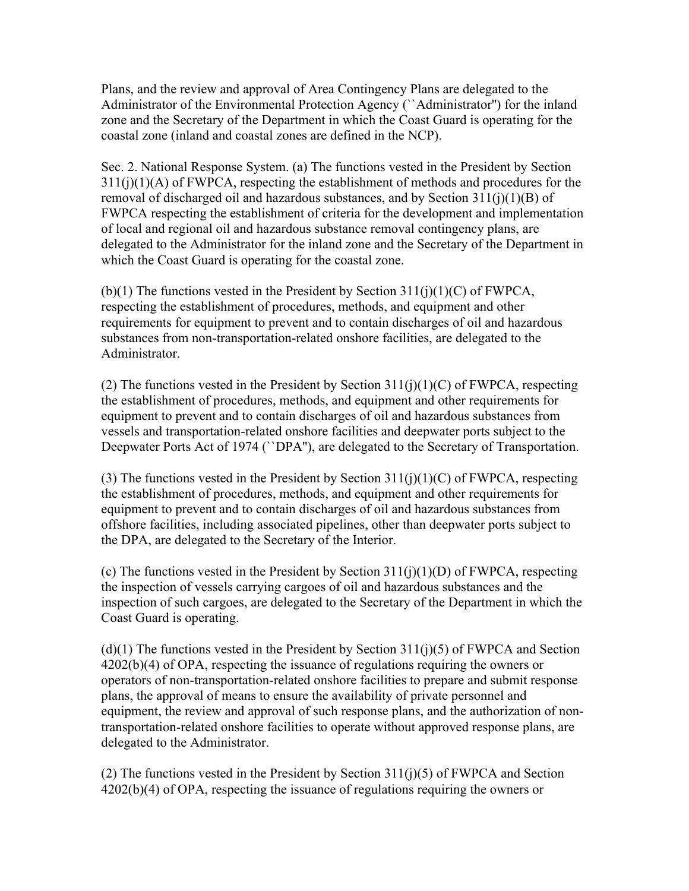Plans, and the review and approval of Area Contingency Plans are delegated to the Administrator of the Environmental Protection Agency (``Administrator'') for the inland zone and the Secretary of the Department in which the Coast Guard is operating for the coastal zone (inland and coastal zones are defined in the NCP).

Sec. 2. National Response System. (a) The functions vested in the President by Section 311(j)(1)(A) of FWPCA, respecting the establishment of methods and procedures for the removal of discharged oil and hazardous substances, and by Section 311(j)(1)(B) of FWPCA respecting the establishment of criteria for the development and implementation of local and regional oil and hazardous substance removal contingency plans, are delegated to the Administrator for the inland zone and the Secretary of the Department in which the Coast Guard is operating for the coastal zone.

(b)(1) The functions vested in the President by Section 311(j)(1)(C) of FWPCA, respecting the establishment of procedures, methods, and equipment and other requirements for equipment to prevent and to contain discharges of oil and hazardous substances from non-transportation-related onshore facilities, are delegated to the Administrator.

(2) The functions vested in the President by Section 311(j)(1)(C) of FWPCA, respecting the establishment of procedures, methods, and equipment and other requirements for equipment to prevent and to contain discharges of oil and hazardous substances from vessels and transportation-related onshore facilities and deepwater ports subject to the Deepwater Ports Act of 1974 (``DPA''), are delegated to the Secretary of Transportation.

(3) The functions vested in the President by Section 311(j)(1)(C) of FWPCA, respecting the establishment of procedures, methods, and equipment and other requirements for equipment to prevent and to contain discharges of oil and hazardous substances from offshore facilities, including associated pipelines, other than deepwater ports subject to the DPA, are delegated to the Secretary of the Interior.

(c) The functions vested in the President by Section 311(j)(1)(D) of FWPCA, respecting the inspection of vessels carrying cargoes of oil and hazardous substances and the inspection of such cargoes, are delegated to the Secretary of the Department in which the Coast Guard is operating.

(d)(1) The functions vested in the President by Section 311(j)(5) of FWPCA and Section 4202(b)(4) of OPA, respecting the issuance of regulations requiring the owners or operators of non-transportation-related onshore facilities to prepare and submit response plans, the approval of means to ensure the availability of private personnel and equipment, the review and approval of such response plans, and the authorization of non-transportation-related onshore facilities to operate without approved response plans, are delegated to the Administrator.

(2) The functions vested in the President by Section 311(j)(5) of FWPCA and Section 4202(b)(4) of OPA, respecting the issuance of regulations requiring the owners or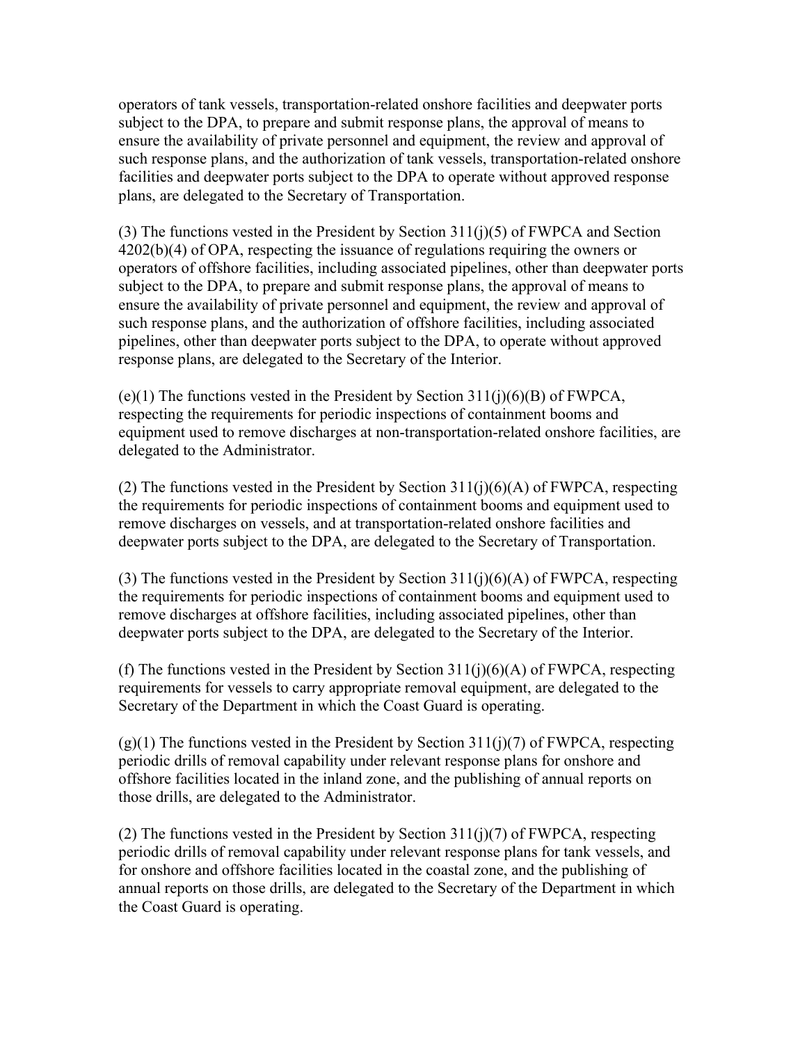operators of tank vessels, transportation-related onshore facilities and deepwater ports subject to the DPA, to prepare and submit response plans, the approval of means to ensure the availability of private personnel and equipment, the review and approval of such response plans, and the authorization of tank vessels, transportation-related onshore facilities and deepwater ports subject to the DPA to operate without approved response plans, are delegated to the Secretary of Transportation.

(3) The functions vested in the President by Section 311(j)(5) of FWPCA and Section 4202(b)(4) of OPA, respecting the issuance of regulations requiring the owners or operators of offshore facilities, including associated pipelines, other than deepwater ports subject to the DPA, to prepare and submit response plans, the approval of means to ensure the availability of private personnel and equipment, the review and approval of such response plans, and the authorization of offshore facilities, including associated pipelines, other than deepwater ports subject to the DPA, to operate without approved response plans, are delegated to the Secretary of the Interior.

(e)(1) The functions vested in the President by Section 311(j)(6)(B) of FWPCA, respecting the requirements for periodic inspections of containment booms and equipment used to remove discharges at non-transportation-related onshore facilities, are delegated to the Administrator.

(2) The functions vested in the President by Section 311(j)(6)(A) of FWPCA, respecting the requirements for periodic inspections of containment booms and equipment used to remove discharges on vessels, and at transportation-related onshore facilities and deepwater ports subject to the DPA, are delegated to the Secretary of Transportation.

(3) The functions vested in the President by Section 311(j)(6)(A) of FWPCA, respecting the requirements for periodic inspections of containment booms and equipment used to remove discharges at offshore facilities, including associated pipelines, other than deepwater ports subject to the DPA, are delegated to the Secretary of the Interior.

(f) The functions vested in the President by Section 311(j)(6)(A) of FWPCA, respecting requirements for vessels to carry appropriate removal equipment, are delegated to the Secretary of the Department in which the Coast Guard is operating.

(g)(1) The functions vested in the President by Section 311(j)(7) of FWPCA, respecting periodic drills of removal capability under relevant response plans for onshore and offshore facilities located in the inland zone, and the publishing of annual reports on those drills, are delegated to the Administrator.

(2) The functions vested in the President by Section 311(j)(7) of FWPCA, respecting periodic drills of removal capability under relevant response plans for tank vessels, and for onshore and offshore facilities located in the coastal zone, and the publishing of annual reports on those drills, are delegated to the Secretary of the Department in which the Coast Guard is operating.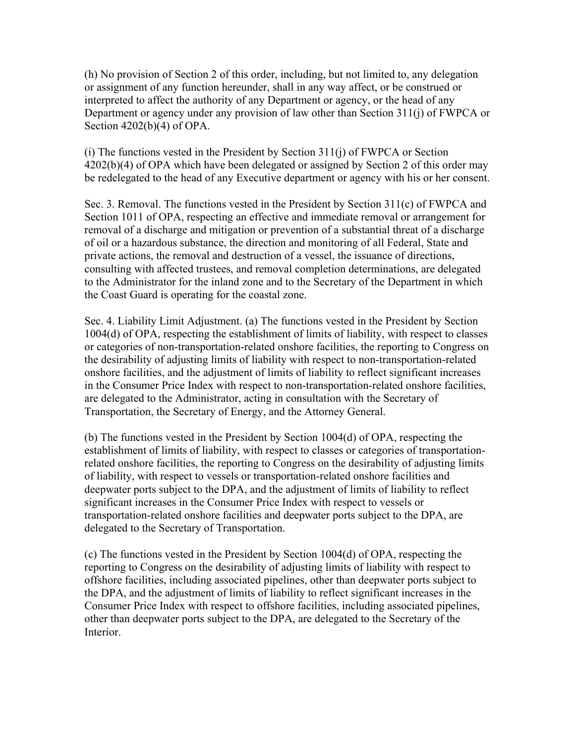(h) No provision of Section 2 of this order, including, but not limited to, any delegation or assignment of any function hereunder, shall in any way affect, or be construed or interpreted to affect the authority of any Department or agency, or the head of any Department or agency under any provision of law other than Section 311(j) of FWPCA or Section 4202(b)(4) of OPA.

(i) The functions vested in the President by Section 311(j) of FWPCA or Section 4202(b)(4) of OPA which have been delegated or assigned by Section 2 of this order may be redelegated to the head of any Executive department or agency with his or her consent.

Sec. 3. Removal. The functions vested in the President by Section 311(c) of FWPCA and Section 1011 of OPA, respecting an effective and immediate removal or arrangement for removal of a discharge and mitigation or prevention of a substantial threat of a discharge of oil or a hazardous substance, the direction and monitoring of all Federal, State and private actions, the removal and destruction of a vessel, the issuance of directions, consulting with affected trustees, and removal completion determinations, are delegated to the Administrator for the inland zone and to the Secretary of the Department in which the Coast Guard is operating for the coastal zone.

Sec. 4. Liability Limit Adjustment. (a) The functions vested in the President by Section 1004(d) of OPA, respecting the establishment of limits of liability, with respect to classes or categories of non-transportation-related onshore facilities, the reporting to Congress on the desirability of adjusting limits of liability with respect to non-transportation-related onshore facilities, and the adjustment of limits of liability to reflect significant increases in the Consumer Price Index with respect to non-transportation-related onshore facilities, are delegated to the Administrator, acting in consultation with the Secretary of Transportation, the Secretary of Energy, and the Attorney General.

(b) The functions vested in the President by Section 1004(d) of OPA, respecting the establishment of limits of liability, with respect to classes or categories of transportation-related onshore facilities, the reporting to Congress on the desirability of adjusting limits of liability, with respect to vessels or transportation-related onshore facilities and deepwater ports subject to the DPA, and the adjustment of limits of liability to reflect significant increases in the Consumer Price Index with respect to vessels or transportation-related onshore facilities and deepwater ports subject to the DPA, are delegated to the Secretary of Transportation.

(c) The functions vested in the President by Section 1004(d) of OPA, respecting the reporting to Congress on the desirability of adjusting limits of liability with respect to offshore facilities, including associated pipelines, other than deepwater ports subject to the DPA, and the adjustment of limits of liability to reflect significant increases in the Consumer Price Index with respect to offshore facilities, including associated pipelines, other than deepwater ports subject to the DPA, are delegated to the Secretary of the Interior.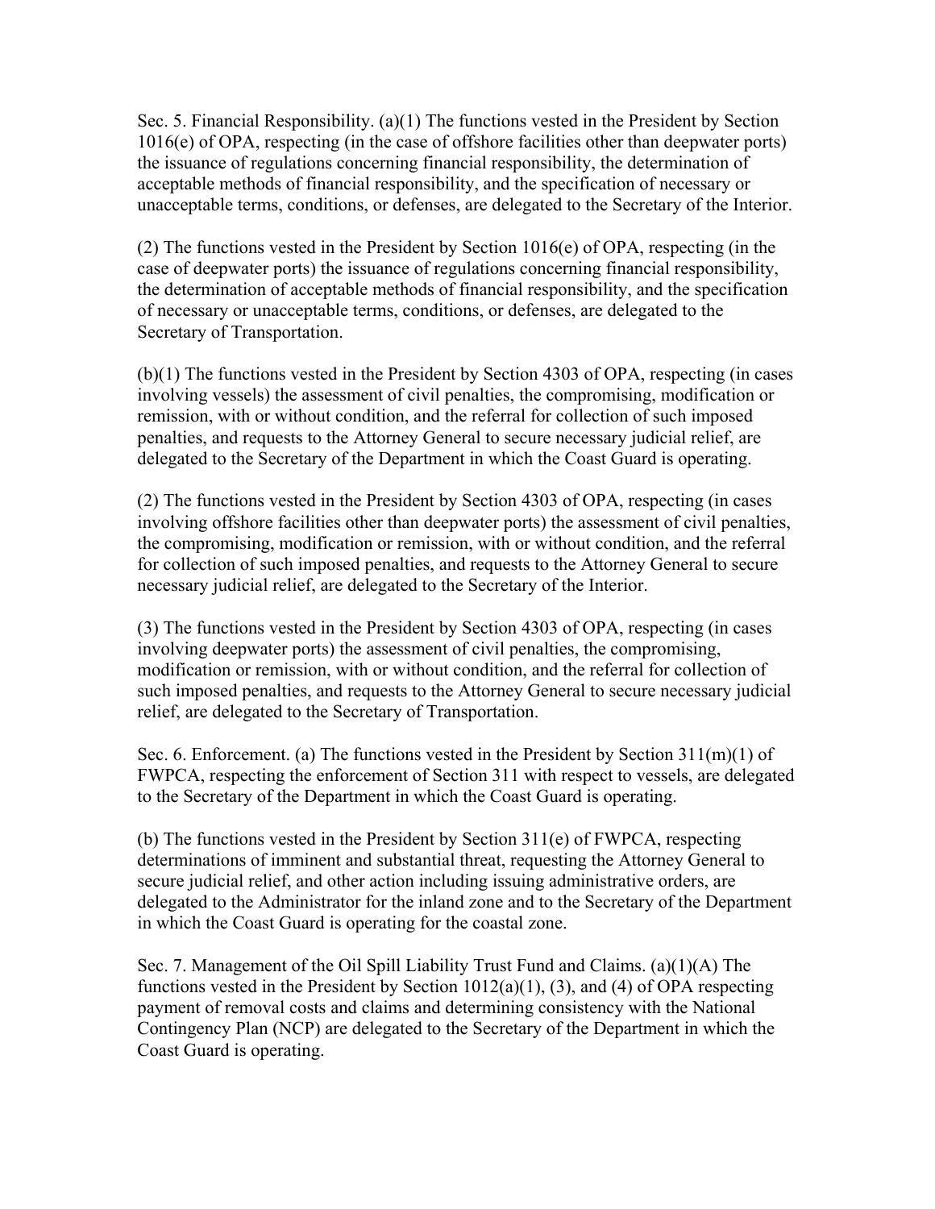Sec. 5. Financial Responsibility. (a)(1) The functions vested in the President by Section 1016(e) of OPA, respecting (in the case of offshore facilities other than deepwater ports) the issuance of regulations concerning financial responsibility, the determination of acceptable methods of financial responsibility, and the specification of necessary or unacceptable terms, conditions, or defenses, are delegated to the Secretary of the Interior.

(2) The functions vested in the President by Section 1016(e) of OPA, respecting (in the case of deepwater ports) the issuance of regulations concerning financial responsibility, the determination of acceptable methods of financial responsibility, and the specification of necessary or unacceptable terms, conditions, or defenses, are delegated to the Secretary of Transportation.

(b)(1) The functions vested in the President by Section 4303 of OPA, respecting (in cases involving vessels) the assessment of civil penalties, the compromising, modification or remission, with or without condition, and the referral for collection of such imposed penalties, and requests to the Attorney General to secure necessary judicial relief, are delegated to the Secretary of the Department in which the Coast Guard is operating.

(2) The functions vested in the President by Section 4303 of OPA, respecting (in cases involving offshore facilities other than deepwater ports) the assessment of civil penalties, the compromising, modification or remission, with or without condition, and the referral for collection of such imposed penalties, and requests to the Attorney General to secure necessary judicial relief, are delegated to the Secretary of the Interior.

(3) The functions vested in the President by Section 4303 of OPA, respecting (in cases involving deepwater ports) the assessment of civil penalties, the compromising, modification or remission, with or without condition, and the referral for collection of such imposed penalties, and requests to the Attorney General to secure necessary judicial relief, are delegated to the Secretary of Transportation.

Sec. 6. Enforcement. (a) The functions vested in the President by Section 311(m)(1) of FWPCA, respecting the enforcement of Section 311 with respect to vessels, are delegated to the Secretary of the Department in which the Coast Guard is operating.

(b) The functions vested in the President by Section 311(e) of FWPCA, respecting determinations of imminent and substantial threat, requesting the Attorney General to secure judicial relief, and other action including issuing administrative orders, are delegated to the Administrator for the inland zone and to the Secretary of the Department in which the Coast Guard is operating for the coastal zone.

Sec. 7. Management of the Oil Spill Liability Trust Fund and Claims. (a)(1)(A) The functions vested in the President by Section 1012(a)(1), (3), and (4) of OPA respecting payment of removal costs and claims and determining consistency with the National Contingency Plan (NCP) are delegated to the Secretary of the Department in which the Coast Guard is operating.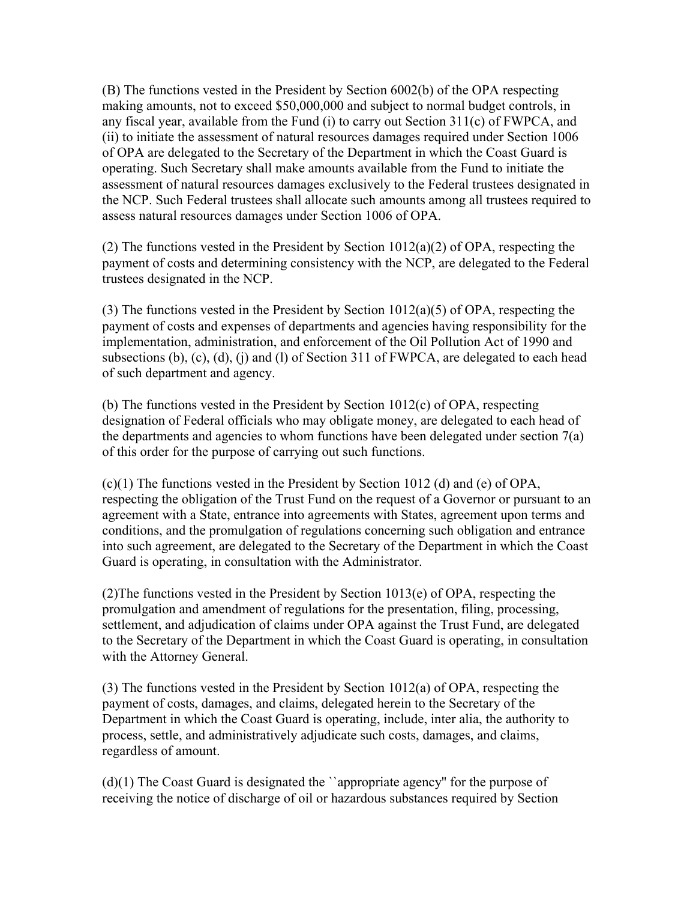(B) The functions vested in the President by Section 6002(b) of the OPA respecting making amounts, not to exceed $50,000,000 and subject to normal budget controls, in any fiscal year, available from the Fund (i) to carry out Section 311(c) of FWPCA, and (ii) to initiate the assessment of natural resources damages required under Section 1006 of OPA are delegated to the Secretary of the Department in which the Coast Guard is operating. Such Secretary shall make amounts available from the Fund to initiate the assessment of natural resources damages exclusively to the Federal trustees designated in the NCP. Such Federal trustees shall allocate such amounts among all trustees required to assess natural resources damages under Section 1006 of OPA.

(2) The functions vested in the President by Section 1012(a)(2) of OPA, respecting the payment of costs and determining consistency with the NCP, are delegated to the Federal trustees designated in the NCP.

(3) The functions vested in the President by Section 1012(a)(5) of OPA, respecting the payment of costs and expenses of departments and agencies having responsibility for the implementation, administration, and enforcement of the Oil Pollution Act of 1990 and subsections (b), (c), (d), (j) and (l) of Section 311 of FWPCA, are delegated to each head of such department and agency.

(b) The functions vested in the President by Section 1012(c) of OPA, respecting designation of Federal officials who may obligate money, are delegated to each head of the departments and agencies to whom functions have been delegated under section 7(a) of this order for the purpose of carrying out such functions.

(c)(1) The functions vested in the President by Section 1012 (d) and (e) of OPA, respecting the obligation of the Trust Fund on the request of a Governor or pursuant to an agreement with a State, entrance into agreements with States, agreement upon terms and conditions, and the promulgation of regulations concerning such obligation and entrance into such agreement, are delegated to the Secretary of the Department in which the Coast Guard is operating, in consultation with the Administrator.

(2)The functions vested in the President by Section 1013(e) of OPA, respecting the promulgation and amendment of regulations for the presentation, filing, processing, settlement, and adjudication of claims under OPA against the Trust Fund, are delegated to the Secretary of the Department in which the Coast Guard is operating, in consultation with the Attorney General.

(3) The functions vested in the President by Section 1012(a) of OPA, respecting the payment of costs, damages, and claims, delegated herein to the Secretary of the Department in which the Coast Guard is operating, include, inter alia, the authority to process, settle, and administratively adjudicate such costs, damages, and claims, regardless of amount.

(d)(1) The Coast Guard is designated the ``appropriate agency'' for the purpose of receiving the notice of discharge of oil or hazardous substances required by Section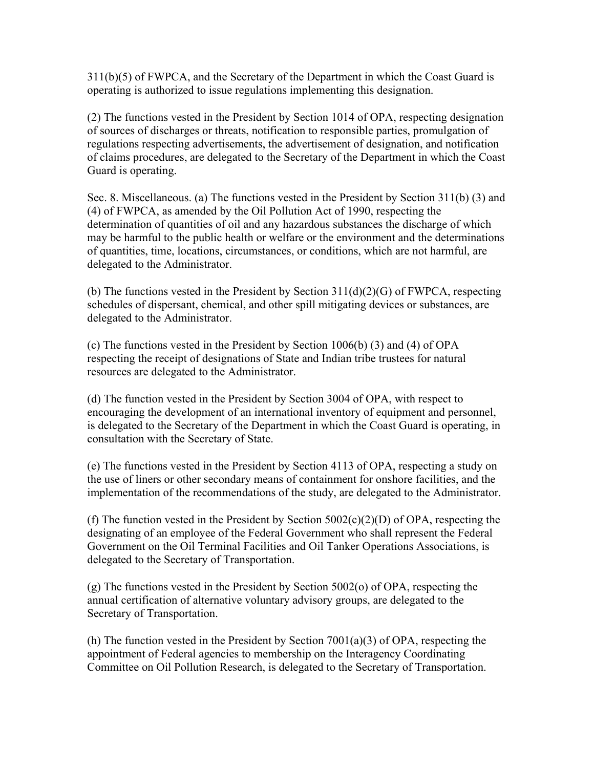311(b)(5) of FWPCA, and the Secretary of the Department in which the Coast Guard is operating is authorized to issue regulations implementing this designation.

(2) The functions vested in the President by Section 1014 of OPA, respecting designation of sources of discharges or threats, notification to responsible parties, promulgation of regulations respecting advertisements, the advertisement of designation, and notification of claims procedures, are delegated to the Secretary of the Department in which the Coast Guard is operating.

Sec. 8. Miscellaneous. (a) The functions vested in the President by Section 311(b) (3) and (4) of FWPCA, as amended by the Oil Pollution Act of 1990, respecting the determination of quantities of oil and any hazardous substances the discharge of which may be harmful to the public health or welfare or the environment and the determinations of quantities, time, locations, circumstances, or conditions, which are not harmful, are delegated to the Administrator.

(b) The functions vested in the President by Section 311(d)(2)(G) of FWPCA, respecting schedules of dispersant, chemical, and other spill mitigating devices or substances, are delegated to the Administrator.

(c) The functions vested in the President by Section 1006(b) (3) and (4) of OPA respecting the receipt of designations of State and Indian tribe trustees for natural resources are delegated to the Administrator.

(d) The function vested in the President by Section 3004 of OPA, with respect to encouraging the development of an international inventory of equipment and personnel, is delegated to the Secretary of the Department in which the Coast Guard is operating, in consultation with the Secretary of State.

(e) The functions vested in the President by Section 4113 of OPA, respecting a study on the use of liners or other secondary means of containment for onshore facilities, and the implementation of the recommendations of the study, are delegated to the Administrator.

(f) The function vested in the President by Section 5002(c)(2)(D) of OPA, respecting the designating of an employee of the Federal Government who shall represent the Federal Government on the Oil Terminal Facilities and Oil Tanker Operations Associations, is delegated to the Secretary of Transportation.

(g) The functions vested in the President by Section 5002(o) of OPA, respecting the annual certification of alternative voluntary advisory groups, are delegated to the Secretary of Transportation.

(h) The function vested in the President by Section 7001(a)(3) of OPA, respecting the appointment of Federal agencies to membership on the Interagency Coordinating Committee on Oil Pollution Research, is delegated to the Secretary of Transportation.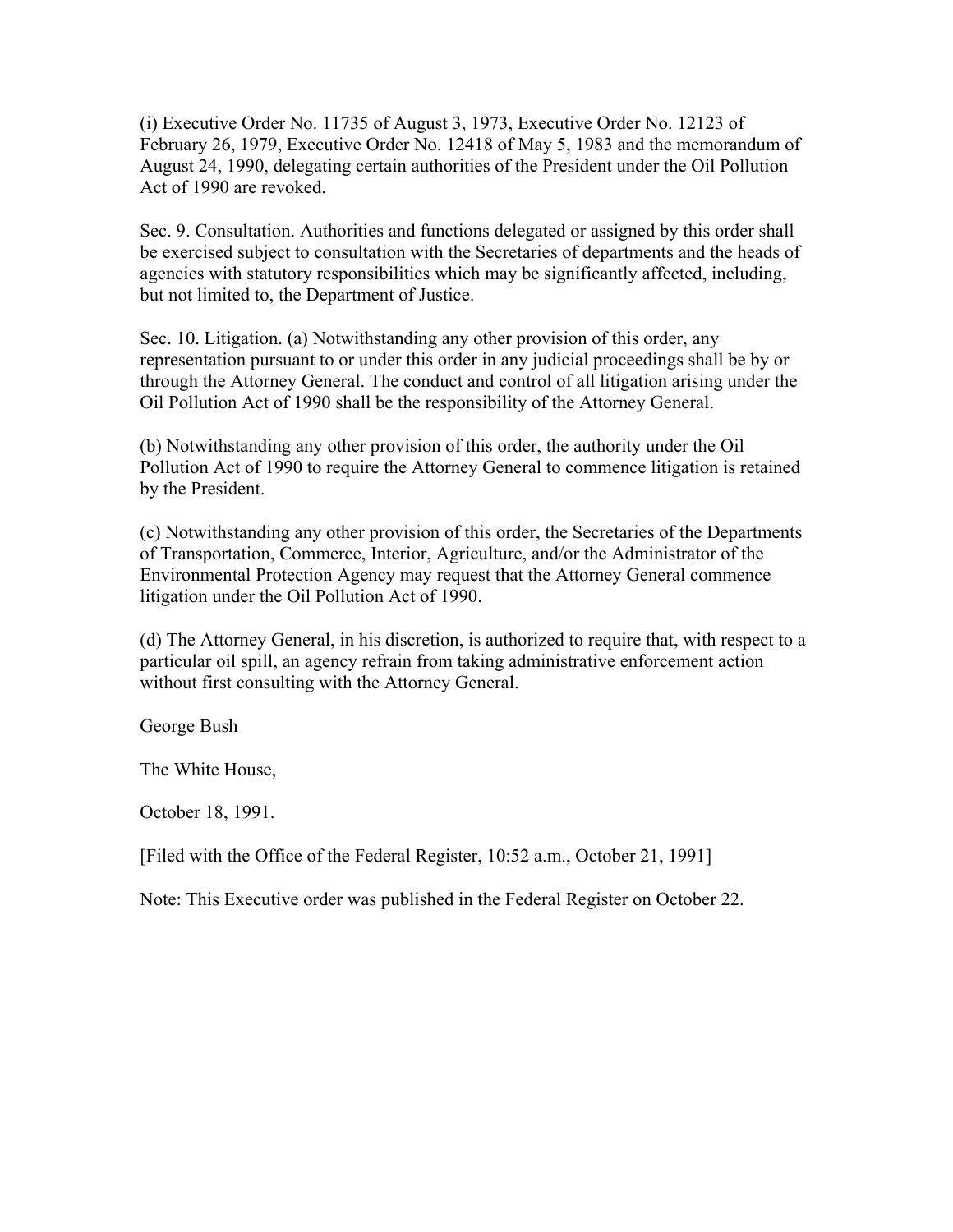(i) Executive Order No. 11735 of August 3, 1973, Executive Order No. 12123 of February 26, 1979, Executive Order No. 12418 of May 5, 1983 and the memorandum of August 24, 1990, delegating certain authorities of the President under the Oil Pollution Act of 1990 are revoked.

Sec. 9. Consultation. Authorities and functions delegated or assigned by this order shall be exercised subject to consultation with the Secretaries of departments and the heads of agencies with statutory responsibilities which may be significantly affected, including, but not limited to, the Department of Justice.

Sec. 10. Litigation. (a) Notwithstanding any other provision of this order, any representation pursuant to or under this order in any judicial proceedings shall be by or through the Attorney General. The conduct and control of all litigation arising under the Oil Pollution Act of 1990 shall be the responsibility of the Attorney General.

(b) Notwithstanding any other provision of this order, the authority under the Oil Pollution Act of 1990 to require the Attorney General to commence litigation is retained by the President.

(c) Notwithstanding any other provision of this order, the Secretaries of the Departments of Transportation, Commerce, Interior, Agriculture, and/or the Administrator of the Environmental Protection Agency may request that the Attorney General commence litigation under the Oil Pollution Act of 1990.

(d) The Attorney General, in his discretion, is authorized to require that, with respect to a particular oil spill, an agency refrain from taking administrative enforcement action without first consulting with the Attorney General.

George Bush

The White House,

October 18, 1991.

[Filed with the Office of the Federal Register, 10:52 a.m., October 21, 1991]

Note: This Executive order was published in the Federal Register on October 22.